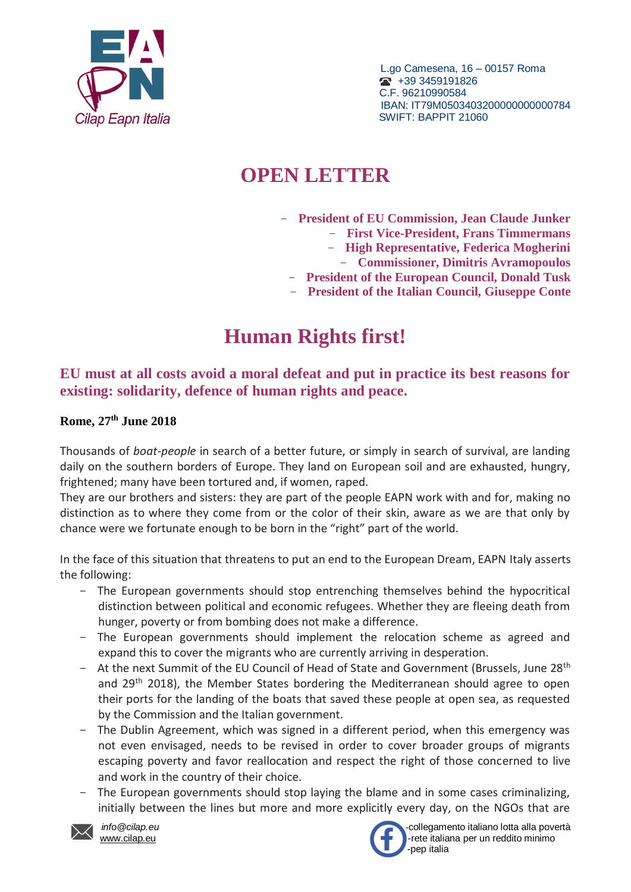Cilap Eapn Italia

L.go Camesena, 16 – 00157 Roma
☎ +39 3459191826
C.F. 96210990584
IBAN: IT79M0503403200000000000784
SWIFT: BAPPIT 21060

# OPEN LETTER

- **President of EU Commission, Jean Claude Junker**
- **First Vice-President, Frans Timmermans**
- **High Representative, Federica Mogherini**
- **Commissioner, Dimitris Avramopoulos**
- **President of the European Council, Donald Tusk**
- **President of the Italian Council, Giuseppe Conte**

# Human Rights first!

## EU must at all costs avoid a moral defeat and put in practice its best reasons for existing: solidarity, defence of human rights and peace.

**Rome, 27th June 2018**

Thousands of *boat-people* in search of a better future, or simply in search of survival, are landing daily on the southern borders of Europe. They land on European soil and are exhausted, hungry, frightened; many have been tortured and, if women, raped.
They are our brothers and sisters: they are part of the people EAPN work with and for, making no distinction as to where they come from or the color of their skin, aware as we are that only by chance were we fortunate enough to be born in the "right" part of the world.

In the face of this situation that threatens to put an end to the European Dream, EAPN Italy asserts the following:

- The European governments should stop entrenching themselves behind the hypocritical distinction between political and economic refugees. Whether they are fleeing death from hunger, poverty or from bombing does not make a difference.
- The European governments should implement the relocation scheme as agreed and expand this to cover the migrants who are currently arriving in desperation.
- At the next Summit of the EU Council of Head of State and Government (Brussels, June 28th and 29th 2018), the Member States bordering the Mediterranean should agree to open their ports for the landing of the boats that saved these people at open sea, as requested by the Commission and the Italian government.
- The Dublin Agreement, which was signed in a different period, when this emergency was not even envisaged, needs to be revised in order to cover broader groups of migrants escaping poverty and favor reallocation and respect the right of those concerned to live and work in the country of their choice.
- The European governments should stop laying the blame and in some cases criminalizing, initially between the lines but more and more explicitly every day, on the NGOs that are

*info@cilap.eu*
www.cilap.eu

-collegamento italiano lotta alla povertà
-rete italiana per un reddito minimo
-pep italia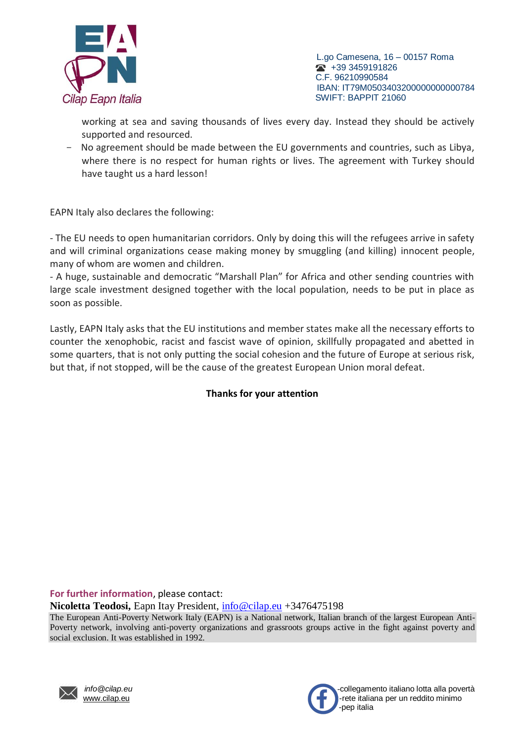working at sea and saving thousands of lives every day. Instead they should be actively supported and resourced.

- No agreement should be made between the EU governments and countries, such as Libya, where there is no respect for human rights or lives. The agreement with Turkey should have taught us a hard lesson!

EAPN Italy also declares the following:

- The EU needs to open humanitarian corridors. Only by doing this will the refugees arrive in safety and will criminal organizations cease making money by smuggling (and killing) innocent people, many of whom are women and children.
- A huge, sustainable and democratic "Marshall Plan" for Africa and other sending countries with large scale investment designed together with the local population, needs to be put in place as soon as possible.

Lastly, EAPN Italy asks that the EU institutions and member states make all the necessary efforts to counter the xenophobic, racist and fascist wave of opinion, skillfully propagated and abetted in some quarters, that is not only putting the social cohesion and the future of Europe at serious risk, but that, if not stopped, will be the cause of the greatest European Union moral defeat.

**Thanks for your attention**

**For further information**, please contact:
**Nicoletta Teodosi,** Eapn Itay President, info@cilap.eu +3476475198

The European Anti-Poverty Network Italy (EAPN) is a National network, Italian branch of the largest European Anti-Poverty network, involving anti-poverty organizations and grassroots groups active in the fight against poverty and social exclusion. It was established in 1992.